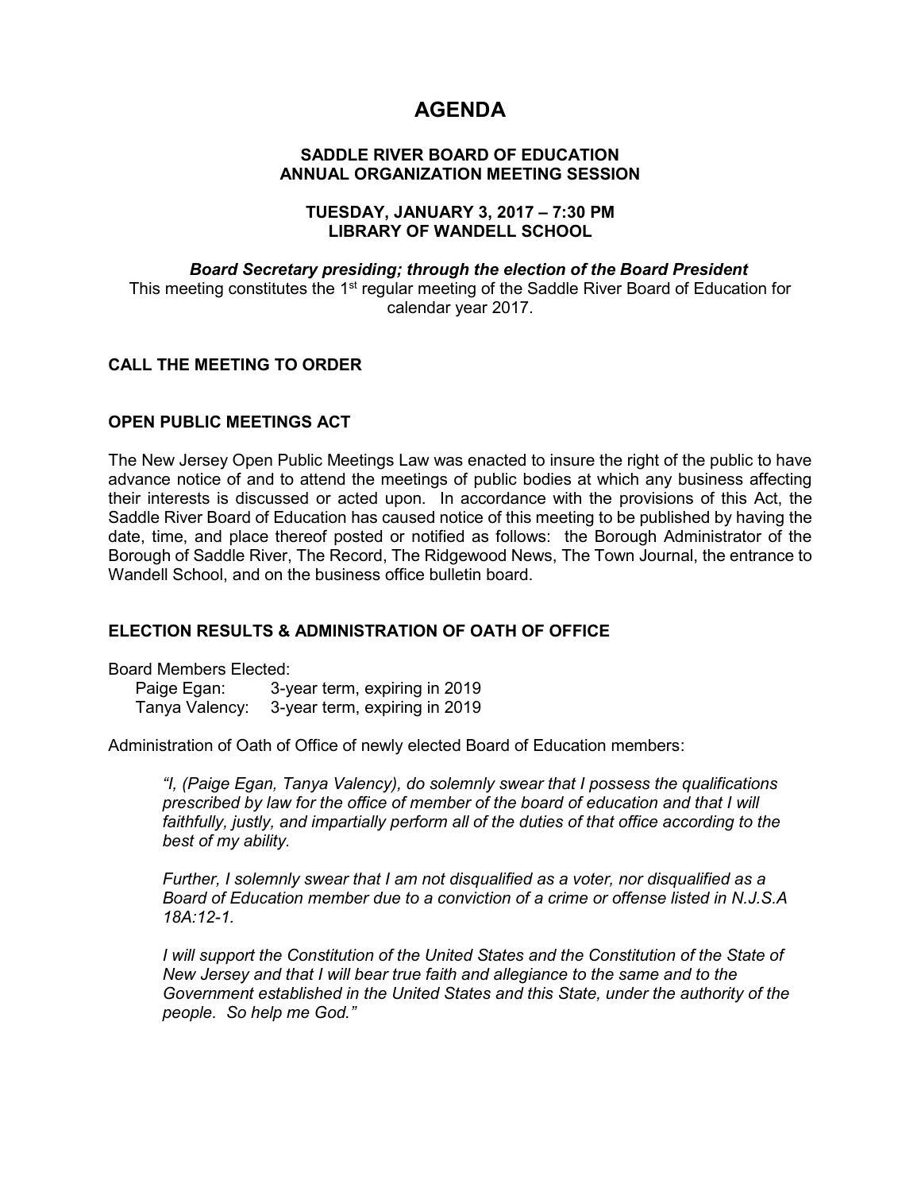# AGENDA

**SADDLE RIVER BOARD OF EDUCATION**
**ANNUAL ORGANIZATION MEETING SESSION**

**TUESDAY, JANUARY 3, 2017 – 7:30 PM**
**LIBRARY OF WANDELL SCHOOL**

***Board Secretary presiding; through the election of the Board President***

This meeting constitutes the 1st regular meeting of the Saddle River Board of Education for calendar year 2017.

## CALL THE MEETING TO ORDER

## OPEN PUBLIC MEETINGS ACT

The New Jersey Open Public Meetings Law was enacted to insure the right of the public to have advance notice of and to attend the meetings of public bodies at which any business affecting their interests is discussed or acted upon. In accordance with the provisions of this Act, the Saddle River Board of Education has caused notice of this meeting to be published by having the date, time, and place thereof posted or notified as follows: the Borough Administrator of the Borough of Saddle River, The Record, The Ridgewood News, The Town Journal, the entrance to Wandell School, and on the business office bulletin board.

## ELECTION RESULTS & ADMINISTRATION OF OATH OF OFFICE

Board Members Elected:

- Paige Egan: 3-year term, expiring in 2019
- Tanya Valency: 3-year term, expiring in 2019

Administration of Oath of Office of newly elected Board of Education members:

> *"I, (Paige Egan, Tanya Valency), do solemnly swear that I possess the qualifications prescribed by law for the office of member of the board of education and that I will faithfully, justly, and impartially perform all of the duties of that office according to the best of my ability.*
>
> *Further, I solemnly swear that I am not disqualified as a voter, nor disqualified as a Board of Education member due to a conviction of a crime or offense listed in N.J.S.A 18A:12-1.*
>
> *I will support the Constitution of the United States and the Constitution of the State of New Jersey and that I will bear true faith and allegiance to the same and to the Government established in the United States and this State, under the authority of the people. So help me God."*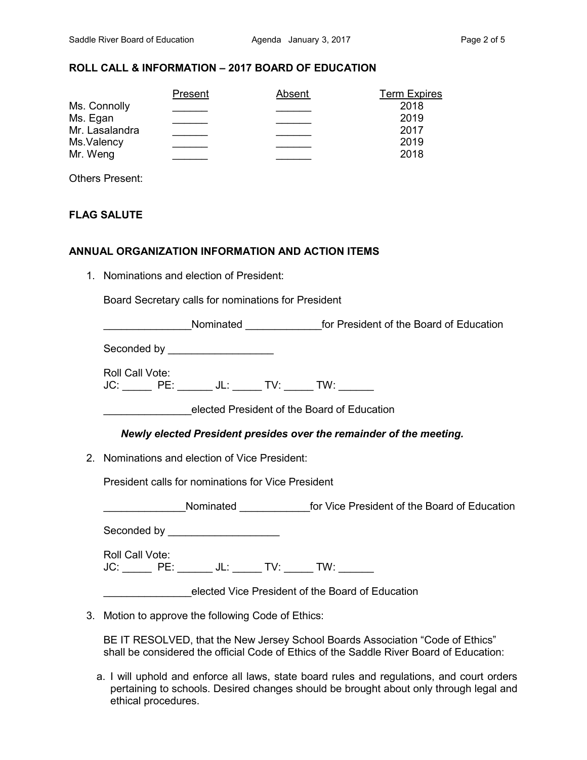## ROLL CALL & INFORMATION – 2017 BOARD OF EDUCATION

| | Present | Absent | Term Expires |
|---|---|---|---|
| Ms. Connolly | ______ | ______ | 2018 |
| Ms. Egan | ______ | ______ | 2019 |
| Mr. Lasalandra | ______ | ______ | 2017 |
| Ms.Valency | ______ | ______ | 2019 |
| Mr. Weng | ______ | ______ | 2018 |

Others Present:

## FLAG SALUTE

## ANNUAL ORGANIZATION INFORMATION AND ACTION ITEMS

1. Nominations and election of President:

   Board Secretary calls for nominations for President

   _______________Nominated _____________for President of the Board of Education

   Seconded by __________________

   Roll Call Vote:
   JC: _____ PE: ______ JL: _____ TV: _____ TW: ______

   _______________elected President of the Board of Education

   ***Newly elected President presides over the remainder of the meeting.***

2. Nominations and election of Vice President:

   President calls for nominations for Vice President

   ______________Nominated ____________for Vice President of the Board of Education

   Seconded by ___________________

   Roll Call Vote:
   JC: _____ PE: ______ JL: _____ TV: _____ TW: ______

   _______________elected Vice President of the Board of Education

3. Motion to approve the following Code of Ethics:

   BE IT RESOLVED, that the New Jersey School Boards Association "Code of Ethics" shall be considered the official Code of Ethics of the Saddle River Board of Education:

   a. I will uphold and enforce all laws, state board rules and regulations, and court orders pertaining to schools. Desired changes should be brought about only through legal and ethical procedures.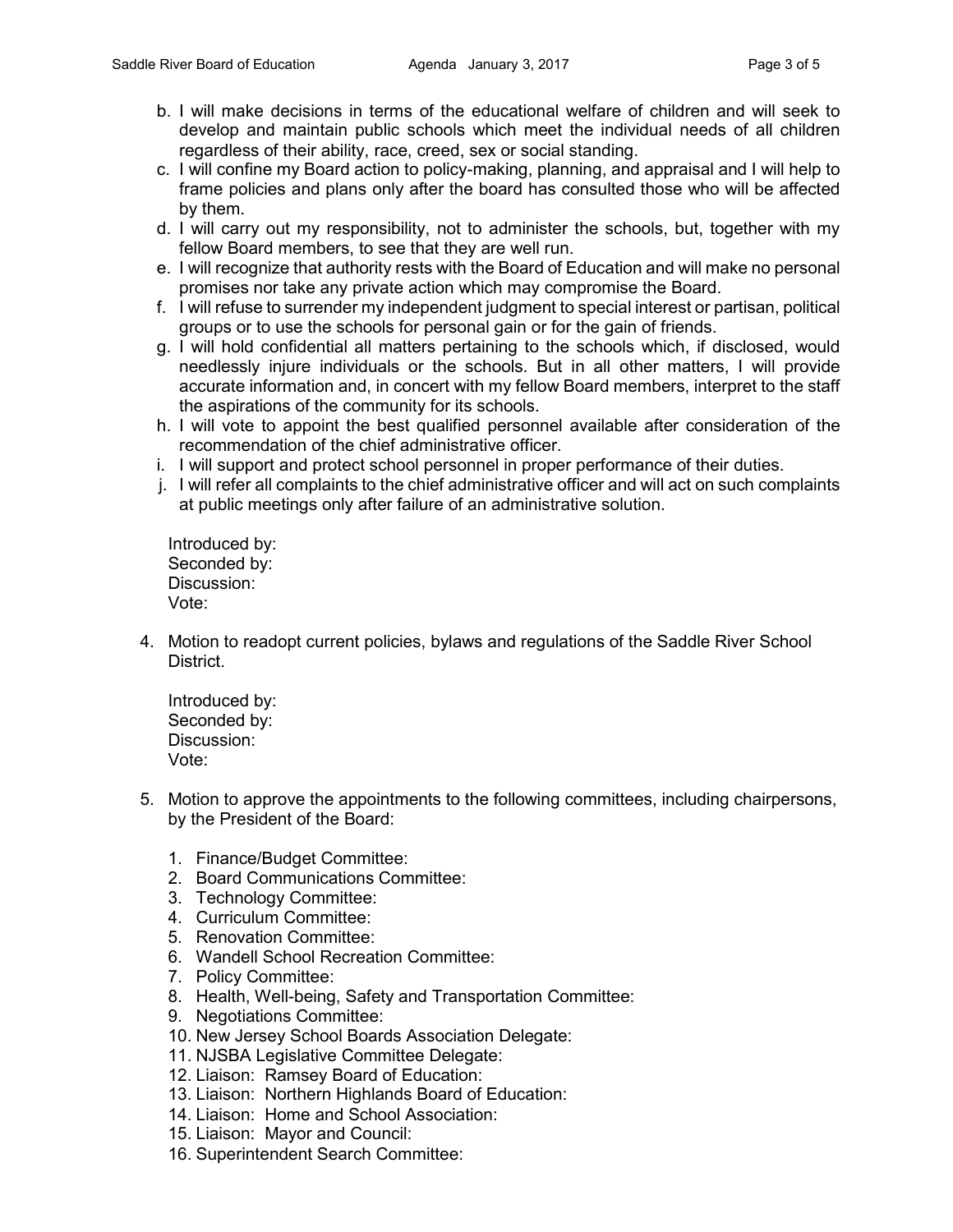b. I will make decisions in terms of the educational welfare of children and will seek to develop and maintain public schools which meet the individual needs of all children regardless of their ability, race, creed, sex or social standing.
c. I will confine my Board action to policy-making, planning, and appraisal and I will help to frame policies and plans only after the board has consulted those who will be affected by them.
d. I will carry out my responsibility, not to administer the schools, but, together with my fellow Board members, to see that they are well run.
e. I will recognize that authority rests with the Board of Education and will make no personal promises nor take any private action which may compromise the Board.
f. I will refuse to surrender my independent judgment to special interest or partisan, political groups or to use the schools for personal gain or for the gain of friends.
g. I will hold confidential all matters pertaining to the schools which, if disclosed, would needlessly injure individuals or the schools. But in all other matters, I will provide accurate information and, in concert with my fellow Board members, interpret to the staff the aspirations of the community for its schools.
h. I will vote to appoint the best qualified personnel available after consideration of the recommendation of the chief administrative officer.
i. I will support and protect school personnel in proper performance of their duties.
j. I will refer all complaints to the chief administrative officer and will act on such complaints at public meetings only after failure of an administrative solution.

Introduced by:
Seconded by:
Discussion:
Vote:

4. Motion to readopt current policies, bylaws and regulations of the Saddle River School District.

Introduced by:
Seconded by:
Discussion:
Vote:

5. Motion to approve the appointments to the following committees, including chairpersons, by the President of the Board:

   1. Finance/Budget Committee:
   2. Board Communications Committee:
   3. Technology Committee:
   4. Curriculum Committee:
   5. Renovation Committee:
   6. Wandell School Recreation Committee:
   7. Policy Committee:
   8. Health, Well-being, Safety and Transportation Committee:
   9. Negotiations Committee:
   10. New Jersey School Boards Association Delegate:
   11. NJSBA Legislative Committee Delegate:
   12. Liaison: Ramsey Board of Education:
   13. Liaison: Northern Highlands Board of Education:
   14. Liaison: Home and School Association:
   15. Liaison: Mayor and Council:
   16. Superintendent Search Committee: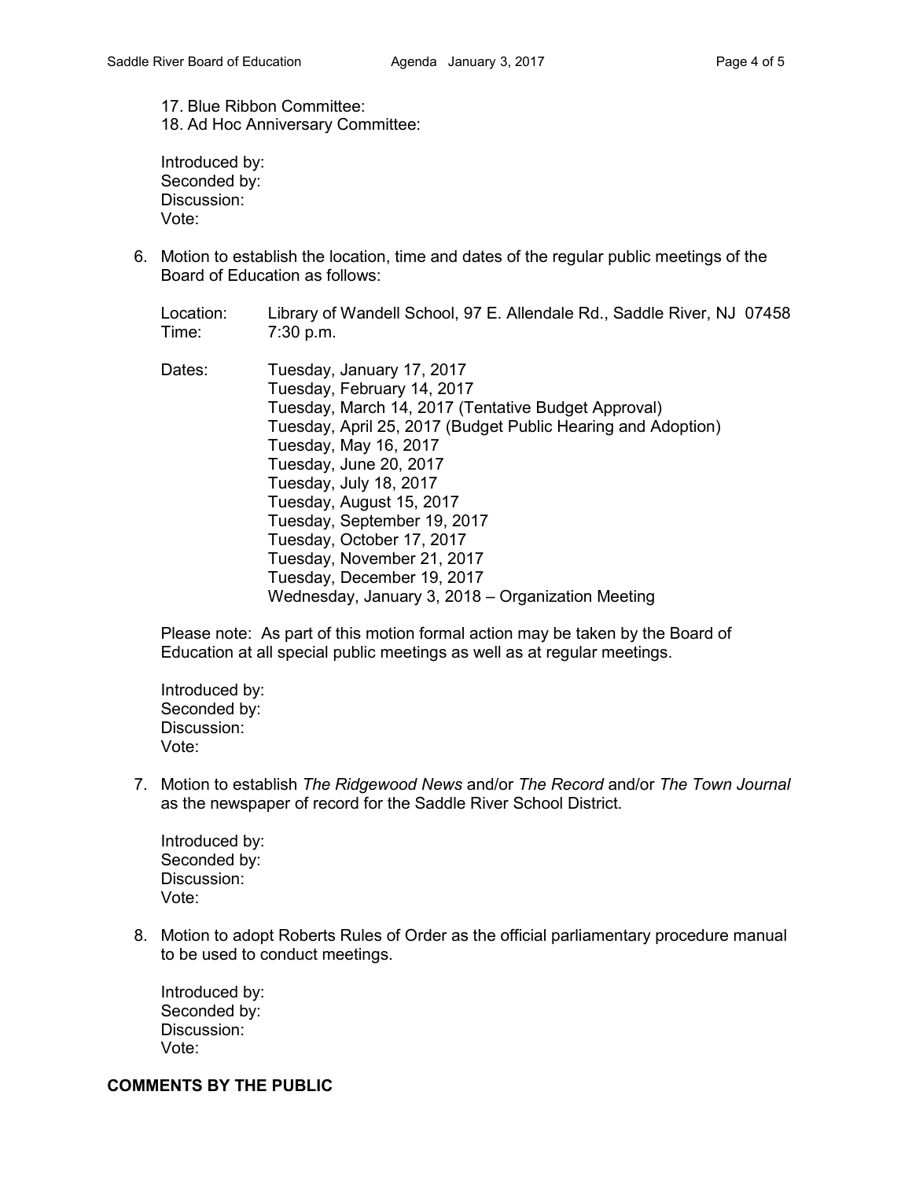17. Blue Ribbon Committee:
18. Ad Hoc Anniversary Committee:

Introduced by:
Seconded by:
Discussion:
Vote:

6. Motion to establish the location, time and dates of the regular public meetings of the Board of Education as follows:

   Location: Library of Wandell School, 97 E. Allendale Rd., Saddle River, NJ 07458
   Time: 7:30 p.m.

   Dates:
   Tuesday, January 17, 2017
   Tuesday, February 14, 2017
   Tuesday, March 14, 2017 (Tentative Budget Approval)
   Tuesday, April 25, 2017 (Budget Public Hearing and Adoption)
   Tuesday, May 16, 2017
   Tuesday, June 20, 2017
   Tuesday, July 18, 2017
   Tuesday, August 15, 2017
   Tuesday, September 19, 2017
   Tuesday, October 17, 2017
   Tuesday, November 21, 2017
   Tuesday, December 19, 2017
   Wednesday, January 3, 2018 – Organization Meeting

   Please note: As part of this motion formal action may be taken by the Board of Education at all special public meetings as well as at regular meetings.

   Introduced by:
   Seconded by:
   Discussion:
   Vote:

7. Motion to establish *The Ridgewood News* and/or *The Record* and/or *The Town Journal* as the newspaper of record for the Saddle River School District.

   Introduced by:
   Seconded by:
   Discussion:
   Vote:

8. Motion to adopt Roberts Rules of Order as the official parliamentary procedure manual to be used to conduct meetings.

   Introduced by:
   Seconded by:
   Discussion:
   Vote:

**COMMENTS BY THE PUBLIC**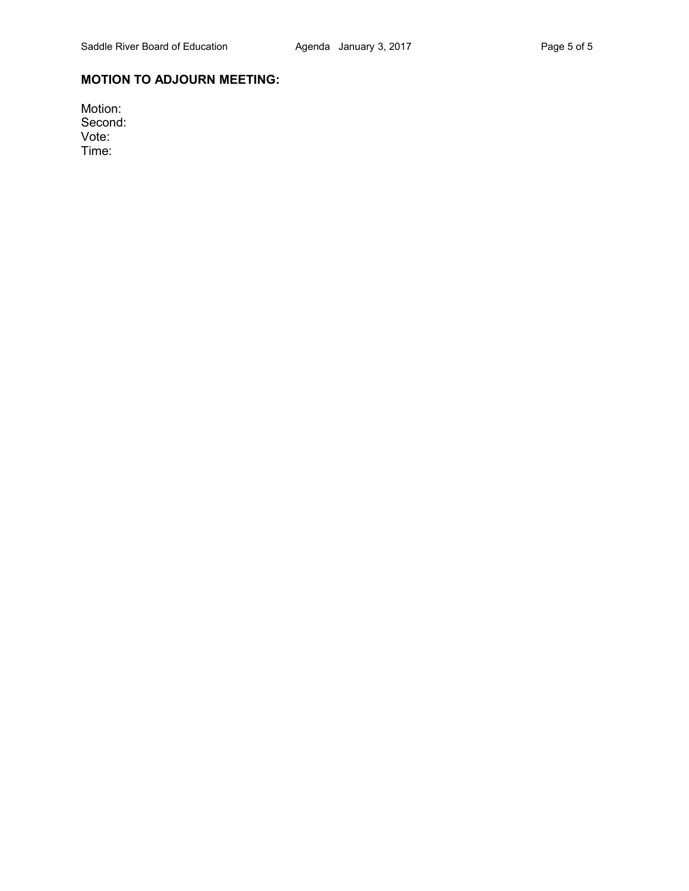**MOTION TO ADJOURN MEETING:**

Motion:
Second:
Vote:
Time: